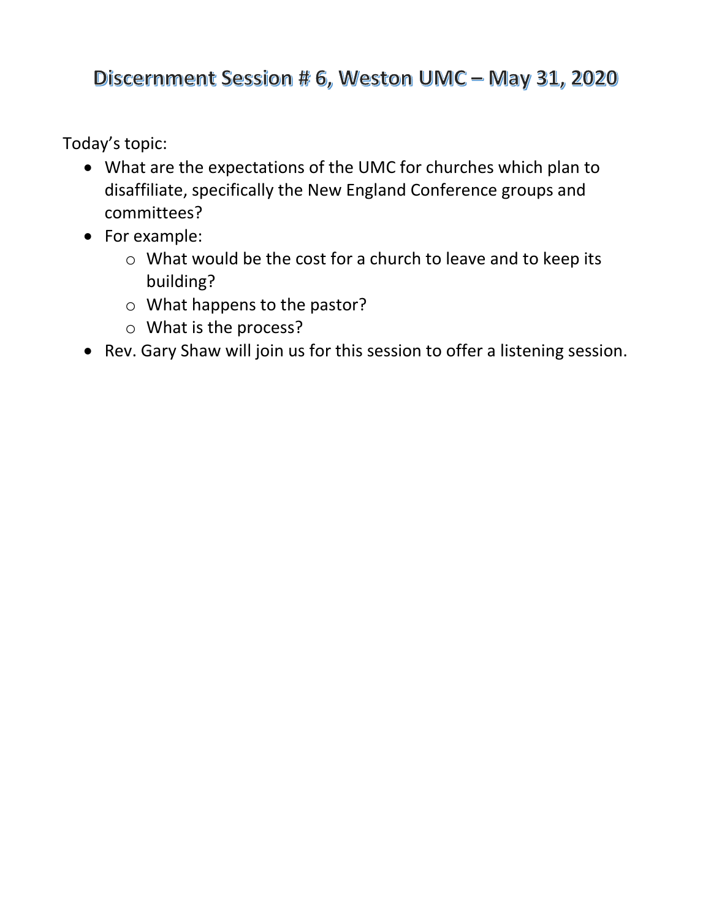# Discernment Session # 6, Weston UMC – May 31, 2020

Today's topic:

- What are the expectations of the UMC for churches which plan to disaffiliate, specifically the New England Conference groups and committees?
- For example:
  - What would be the cost for a church to leave and to keep its building?
  - What happens to the pastor?
  - What is the process?
- Rev. Gary Shaw will join us for this session to offer a listening session.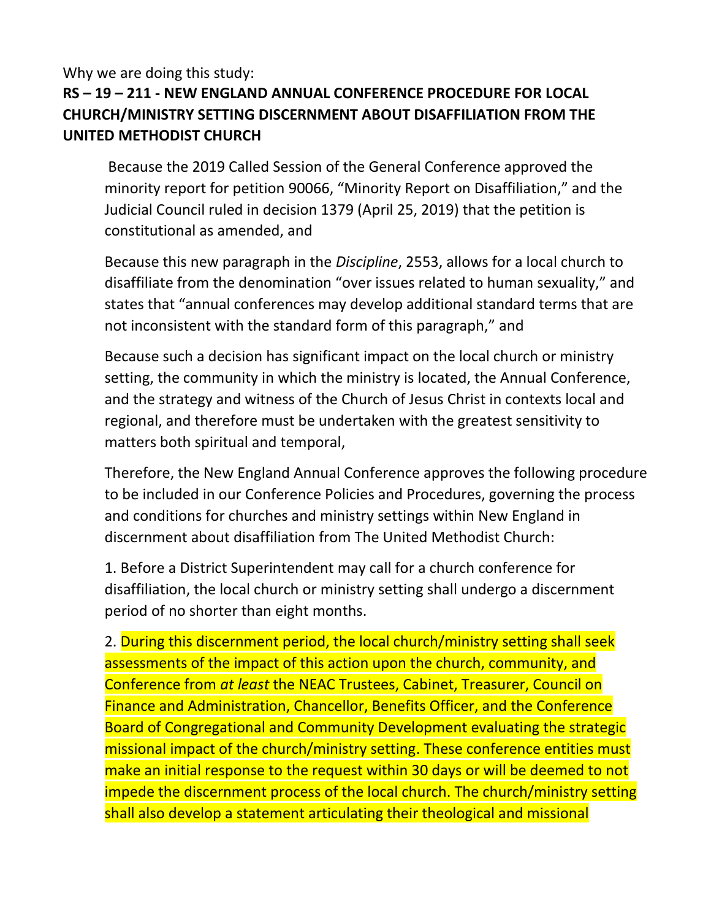Why we are doing this study:

**RS – 19 – 211 - NEW ENGLAND ANNUAL CONFERENCE PROCEDURE FOR LOCAL CHURCH/MINISTRY SETTING DISCERNMENT ABOUT DISAFFILIATION FROM THE UNITED METHODIST CHURCH**

Because the 2019 Called Session of the General Conference approved the minority report for petition 90066, "Minority Report on Disaffiliation," and the Judicial Council ruled in decision 1379 (April 25, 2019) that the petition is constitutional as amended, and

Because this new paragraph in the *Discipline*, 2553, allows for a local church to disaffiliate from the denomination "over issues related to human sexuality," and states that "annual conferences may develop additional standard terms that are not inconsistent with the standard form of this paragraph," and

Because such a decision has significant impact on the local church or ministry setting, the community in which the ministry is located, the Annual Conference, and the strategy and witness of the Church of Jesus Christ in contexts local and regional, and therefore must be undertaken with the greatest sensitivity to matters both spiritual and temporal,

Therefore, the New England Annual Conference approves the following procedure to be included in our Conference Policies and Procedures, governing the process and conditions for churches and ministry settings within New England in discernment about disaffiliation from The United Methodist Church:

1. Before a District Superintendent may call for a church conference for disaffiliation, the local church or ministry setting shall undergo a discernment period of no shorter than eight months.

2. During this discernment period, the local church/ministry setting shall seek assessments of the impact of this action upon the church, community, and Conference from *at least* the NEAC Trustees, Cabinet, Treasurer, Council on Finance and Administration, Chancellor, Benefits Officer, and the Conference Board of Congregational and Community Development evaluating the strategic missional impact of the church/ministry setting. These conference entities must make an initial response to the request within 30 days or will be deemed to not impede the discernment process of the local church. The church/ministry setting shall also develop a statement articulating their theological and missional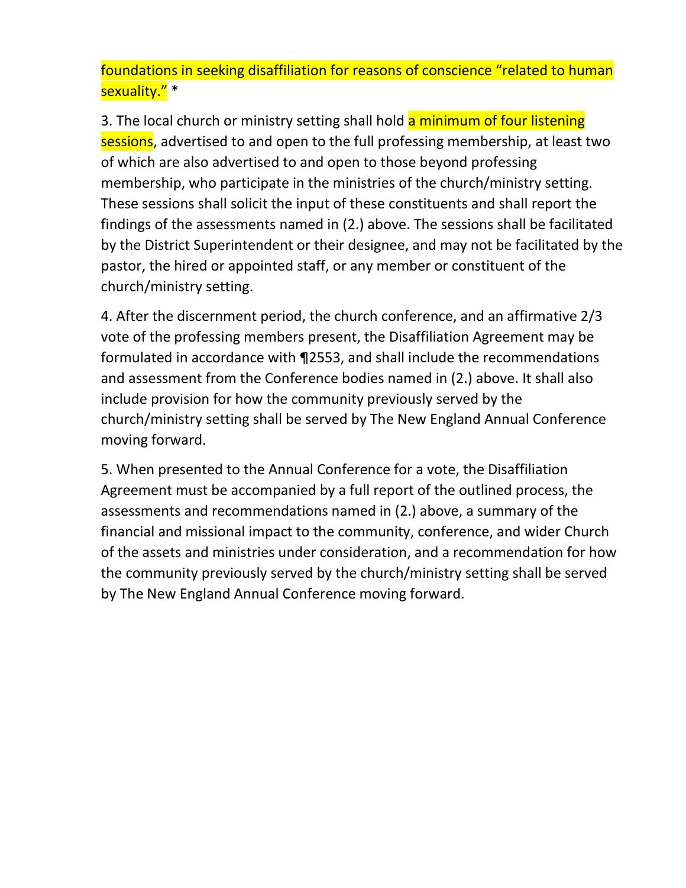foundations in seeking disaffiliation for reasons of conscience "related to human sexuality." *

3. The local church or ministry setting shall hold a minimum of four listening sessions, advertised to and open to the full professing membership, at least two of which are also advertised to and open to those beyond professing membership, who participate in the ministries of the church/ministry setting. These sessions shall solicit the input of these constituents and shall report the findings of the assessments named in (2.) above. The sessions shall be facilitated by the District Superintendent or their designee, and may not be facilitated by the pastor, the hired or appointed staff, or any member or constituent of the church/ministry setting.

4. After the discernment period, the church conference, and an affirmative 2/3 vote of the professing members present, the Disaffiliation Agreement may be formulated in accordance with ¶2553, and shall include the recommendations and assessment from the Conference bodies named in (2.) above. It shall also include provision for how the community previously served by the church/ministry setting shall be served by The New England Annual Conference moving forward.

5. When presented to the Annual Conference for a vote, the Disaffiliation Agreement must be accompanied by a full report of the outlined process, the assessments and recommendations named in (2.) above, a summary of the financial and missional impact to the community, conference, and wider Church of the assets and ministries under consideration, and a recommendation for how the community previously served by the church/ministry setting shall be served by The New England Annual Conference moving forward.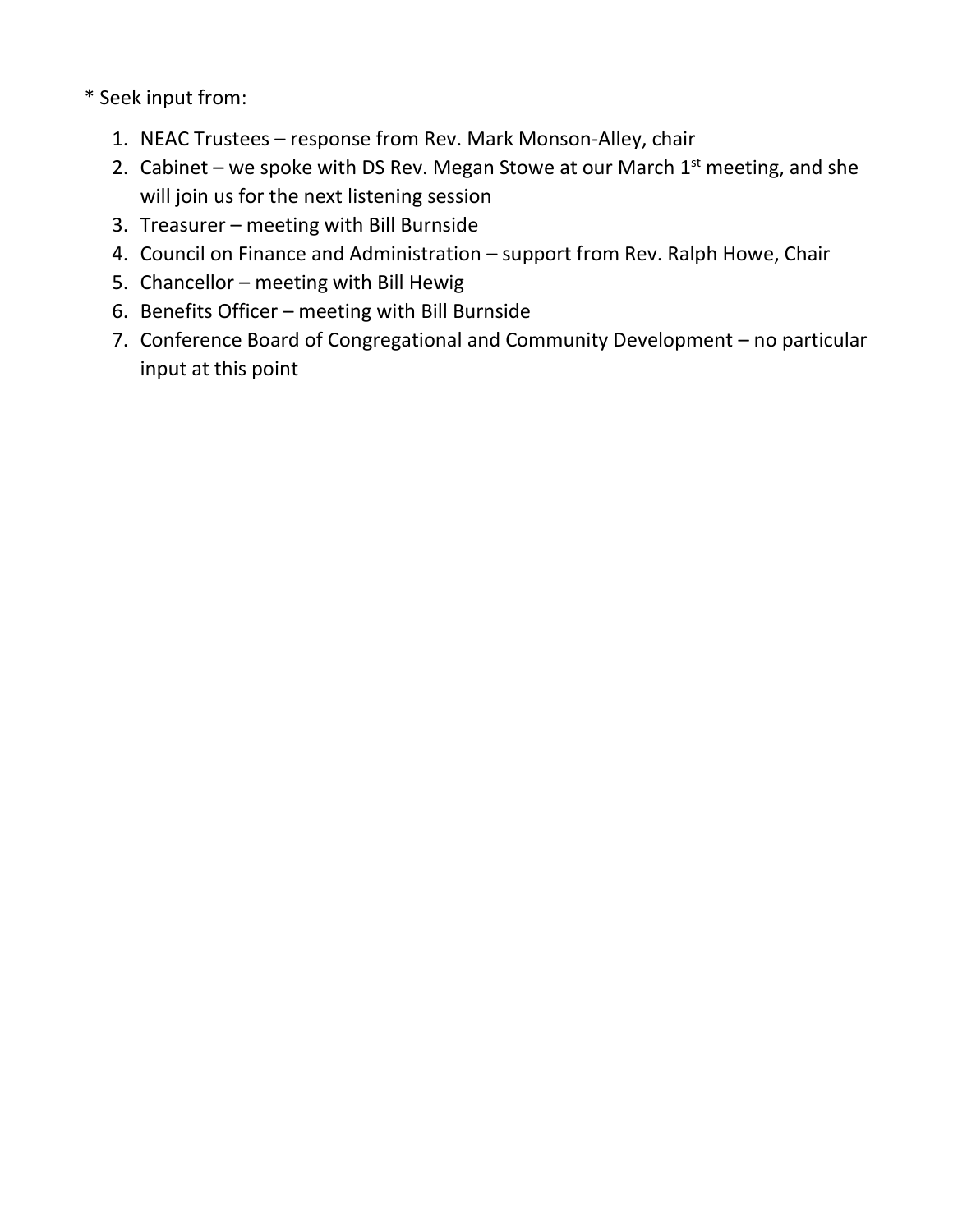* Seek input from:

1. NEAC Trustees – response from Rev. Mark Monson-Alley, chair
2. Cabinet – we spoke with DS Rev. Megan Stowe at our March 1st meeting, and she will join us for the next listening session
3. Treasurer – meeting with Bill Burnside
4. Council on Finance and Administration – support from Rev. Ralph Howe, Chair
5. Chancellor – meeting with Bill Hewig
6. Benefits Officer – meeting with Bill Burnside
7. Conference Board of Congregational and Community Development – no particular input at this point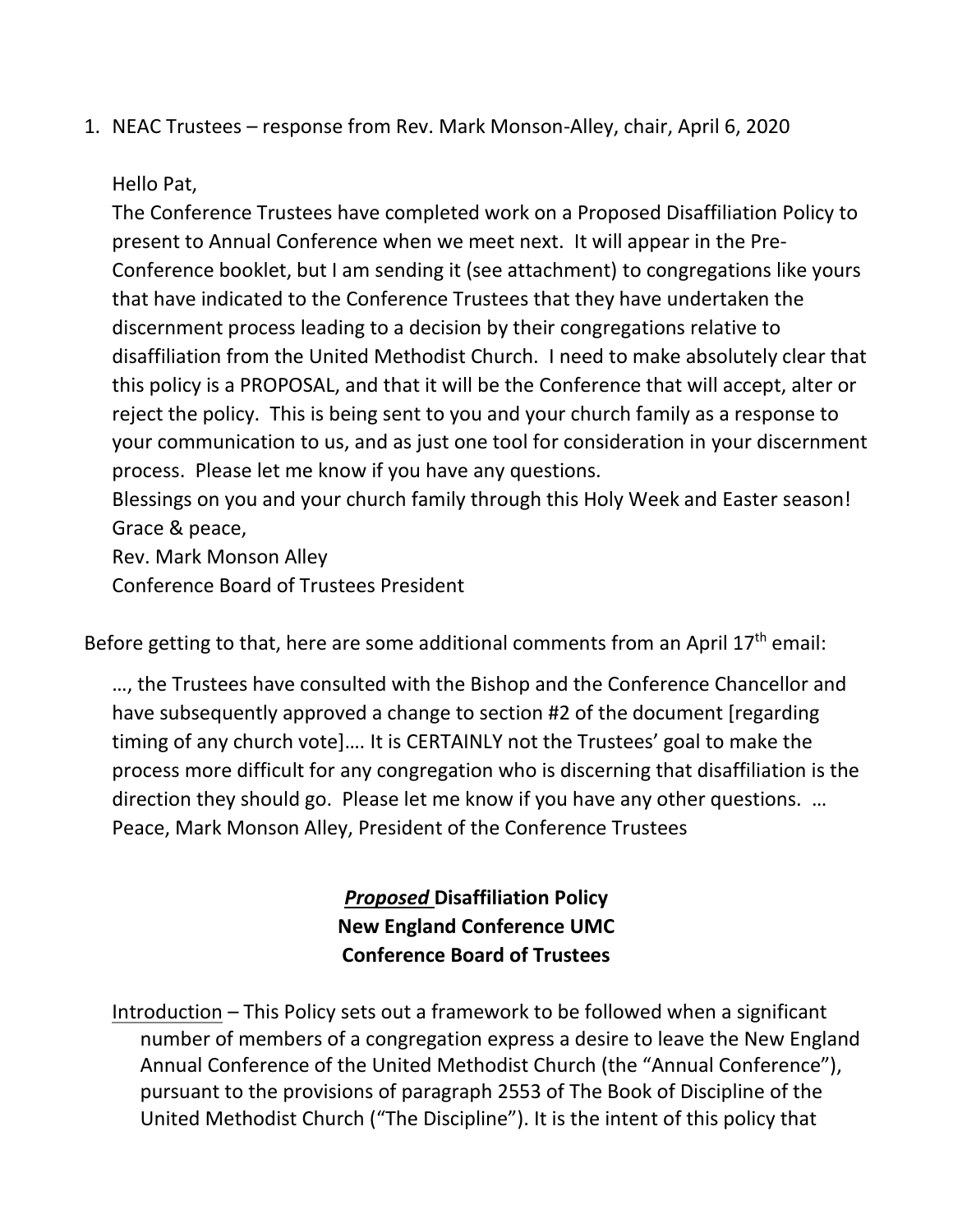1. NEAC Trustees – response from Rev. Mark Monson-Alley, chair, April 6, 2020

   Hello Pat,

   The Conference Trustees have completed work on a Proposed Disaffiliation Policy to present to Annual Conference when we meet next. It will appear in the Pre-Conference booklet, but I am sending it (see attachment) to congregations like yours that have indicated to the Conference Trustees that they have undertaken the discernment process leading to a decision by their congregations relative to disaffiliation from the United Methodist Church. I need to make absolutely clear that this policy is a PROPOSAL, and that it will be the Conference that will accept, alter or reject the policy. This is being sent to you and your church family as a response to your communication to us, and as just one tool for consideration in your discernment process. Please let me know if you have any questions.

   Blessings on you and your church family through this Holy Week and Easter season!

   Grace & peace,

   Rev. Mark Monson Alley

   Conference Board of Trustees President

Before getting to that, here are some additional comments from an April 17th email:

> …, the Trustees have consulted with the Bishop and the Conference Chancellor and have subsequently approved a change to section #2 of the document [regarding timing of any church vote]…. It is CERTAINLY not the Trustees' goal to make the process more difficult for any congregation who is discerning that disaffiliation is the direction they should go. Please let me know if you have any other questions. … Peace, Mark Monson Alley, President of the Conference Trustees

## ***Proposed*** **Disaffiliation Policy**
## **New England Conference UMC**
## **Conference Board of Trustees**

Introduction – This Policy sets out a framework to be followed when a significant number of members of a congregation express a desire to leave the New England Annual Conference of the United Methodist Church (the "Annual Conference"), pursuant to the provisions of paragraph 2553 of The Book of Discipline of the United Methodist Church ("The Discipline"). It is the intent of this policy that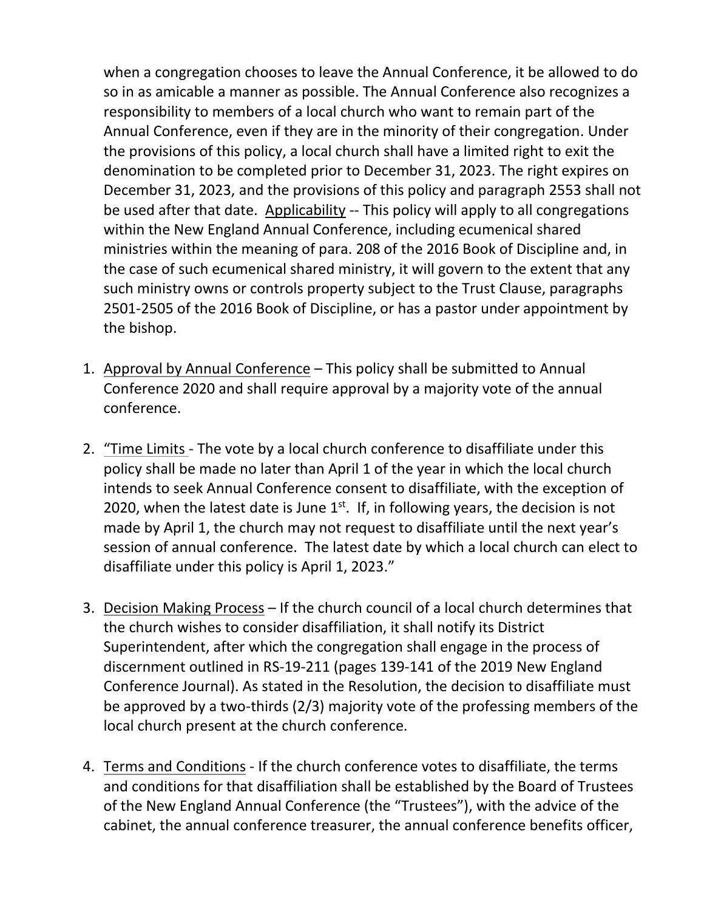when a congregation chooses to leave the Annual Conference, it be allowed to do so in as amicable a manner as possible. The Annual Conference also recognizes a responsibility to members of a local church who want to remain part of the Annual Conference, even if they are in the minority of their congregation. Under the provisions of this policy, a local church shall have a limited right to exit the denomination to be completed prior to December 31, 2023. The right expires on December 31, 2023, and the provisions of this policy and paragraph 2553 shall not be used after that date. Applicability -- This policy will apply to all congregations within the New England Annual Conference, including ecumenical shared ministries within the meaning of para. 208 of the 2016 Book of Discipline and, in the case of such ecumenical shared ministry, it will govern to the extent that any such ministry owns or controls property subject to the Trust Clause, paragraphs 2501-2505 of the 2016 Book of Discipline, or has a pastor under appointment by the bishop.

1. Approval by Annual Conference – This policy shall be submitted to Annual Conference 2020 and shall require approval by a majority vote of the annual conference.

2. "Time Limits - The vote by a local church conference to disaffiliate under this policy shall be made no later than April 1 of the year in which the local church intends to seek Annual Conference consent to disaffiliate, with the exception of 2020, when the latest date is June 1st. If, in following years, the decision is not made by April 1, the church may not request to disaffiliate until the next year's session of annual conference. The latest date by which a local church can elect to disaffiliate under this policy is April 1, 2023."

3. Decision Making Process – If the church council of a local church determines that the church wishes to consider disaffiliation, it shall notify its District Superintendent, after which the congregation shall engage in the process of discernment outlined in RS-19-211 (pages 139-141 of the 2019 New England Conference Journal). As stated in the Resolution, the decision to disaffiliate must be approved by a two-thirds (2/3) majority vote of the professing members of the local church present at the church conference.

4. Terms and Conditions - If the church conference votes to disaffiliate, the terms and conditions for that disaffiliation shall be established by the Board of Trustees of the New England Annual Conference (the "Trustees"), with the advice of the cabinet, the annual conference treasurer, the annual conference benefits officer,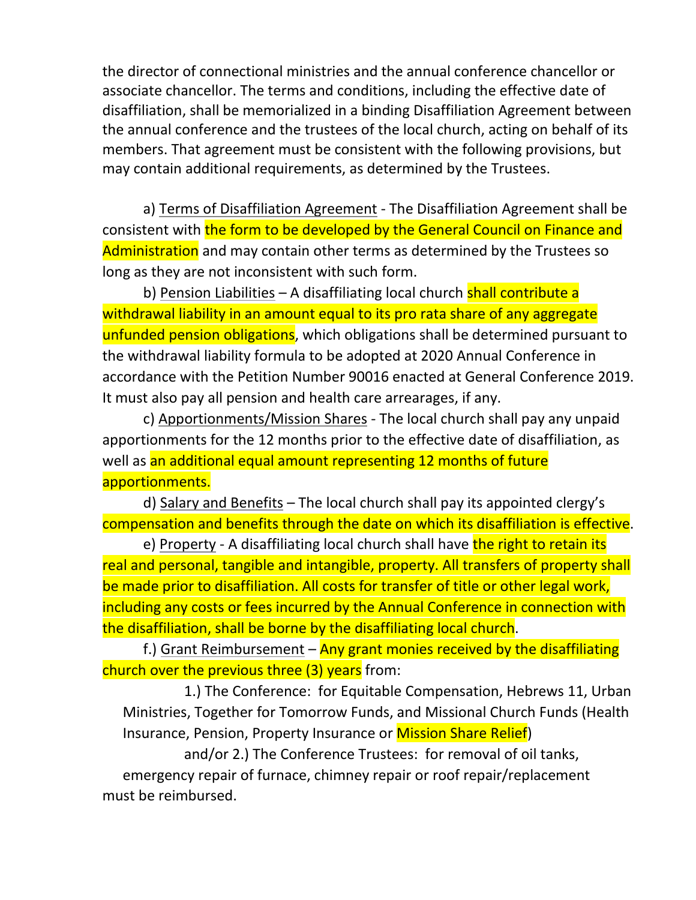the director of connectional ministries and the annual conference chancellor or associate chancellor. The terms and conditions, including the effective date of disaffiliation, shall be memorialized in a binding Disaffiliation Agreement between the annual conference and the trustees of the local church, acting on behalf of its members. That agreement must be consistent with the following provisions, but may contain additional requirements, as determined by the Trustees.

a) Terms of Disaffiliation Agreement - The Disaffiliation Agreement shall be consistent with the form to be developed by the General Council on Finance and Administration and may contain other terms as determined by the Trustees so long as they are not inconsistent with such form.

b) Pension Liabilities – A disaffiliating local church shall contribute a withdrawal liability in an amount equal to its pro rata share of any aggregate unfunded pension obligations, which obligations shall be determined pursuant to the withdrawal liability formula to be adopted at 2020 Annual Conference in accordance with the Petition Number 90016 enacted at General Conference 2019. It must also pay all pension and health care arrearages, if any.

c) Apportionments/Mission Shares - The local church shall pay any unpaid apportionments for the 12 months prior to the effective date of disaffiliation, as well as an additional equal amount representing 12 months of future apportionments.

d) Salary and Benefits – The local church shall pay its appointed clergy's compensation and benefits through the date on which its disaffiliation is effective.

e) Property - A disaffiliating local church shall have the right to retain its real and personal, tangible and intangible, property. All transfers of property shall be made prior to disaffiliation. All costs for transfer of title or other legal work, including any costs or fees incurred by the Annual Conference in connection with the disaffiliation, shall be borne by the disaffiliating local church.

f.) Grant Reimbursement – Any grant monies received by the disaffiliating church over the previous three (3) years from:

1.) The Conference: for Equitable Compensation, Hebrews 11, Urban Ministries, Together for Tomorrow Funds, and Missional Church Funds (Health Insurance, Pension, Property Insurance or Mission Share Relief)

and/or 2.) The Conference Trustees: for removal of oil tanks, emergency repair of furnace, chimney repair or roof repair/replacement

must be reimbursed.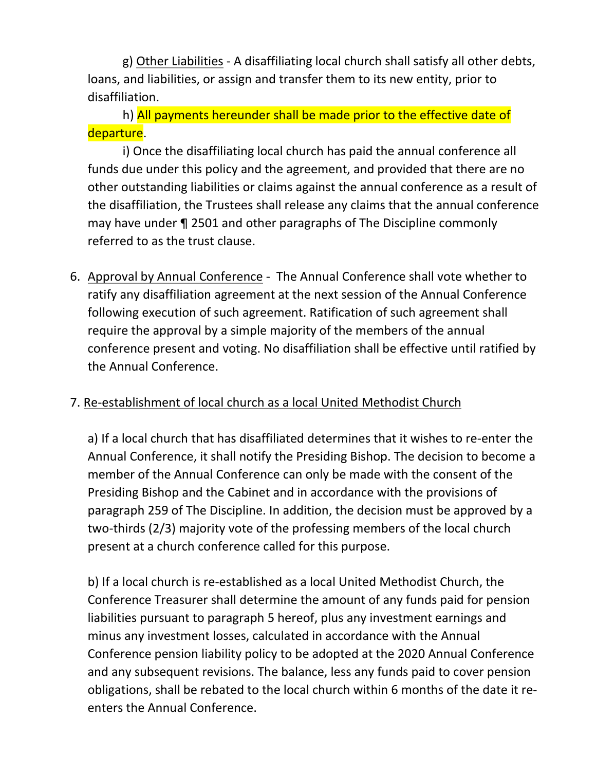g) <u>Other Liabilities</u> - A disaffiliating local church shall satisfy all other debts, loans, and liabilities, or assign and transfer them to its new entity, prior to disaffiliation.

h) All payments hereunder shall be made prior to the effective date of departure.

i) Once the disaffiliating local church has paid the annual conference all funds due under this policy and the agreement, and provided that there are no other outstanding liabilities or claims against the annual conference as a result of the disaffiliation, the Trustees shall release any claims that the annual conference may have under ¶ 2501 and other paragraphs of The Discipline commonly referred to as the trust clause.

6. <u>Approval by Annual Conference</u> - The Annual Conference shall vote whether to ratify any disaffiliation agreement at the next session of the Annual Conference following execution of such agreement. Ratification of such agreement shall require the approval by a simple majority of the members of the annual conference present and voting. No disaffiliation shall be effective until ratified by the Annual Conference.

7. <u>Re-establishment of local church as a local United Methodist Church</u>

a) If a local church that has disaffiliated determines that it wishes to re-enter the Annual Conference, it shall notify the Presiding Bishop. The decision to become a member of the Annual Conference can only be made with the consent of the Presiding Bishop and the Cabinet and in accordance with the provisions of paragraph 259 of The Discipline. In addition, the decision must be approved by a two-thirds (2/3) majority vote of the professing members of the local church present at a church conference called for this purpose.

b) If a local church is re-established as a local United Methodist Church, the Conference Treasurer shall determine the amount of any funds paid for pension liabilities pursuant to paragraph 5 hereof, plus any investment earnings and minus any investment losses, calculated in accordance with the Annual Conference pension liability policy to be adopted at the 2020 Annual Conference and any subsequent revisions. The balance, less any funds paid to cover pension obligations, shall be rebated to the local church within 6 months of the date it re-enters the Annual Conference.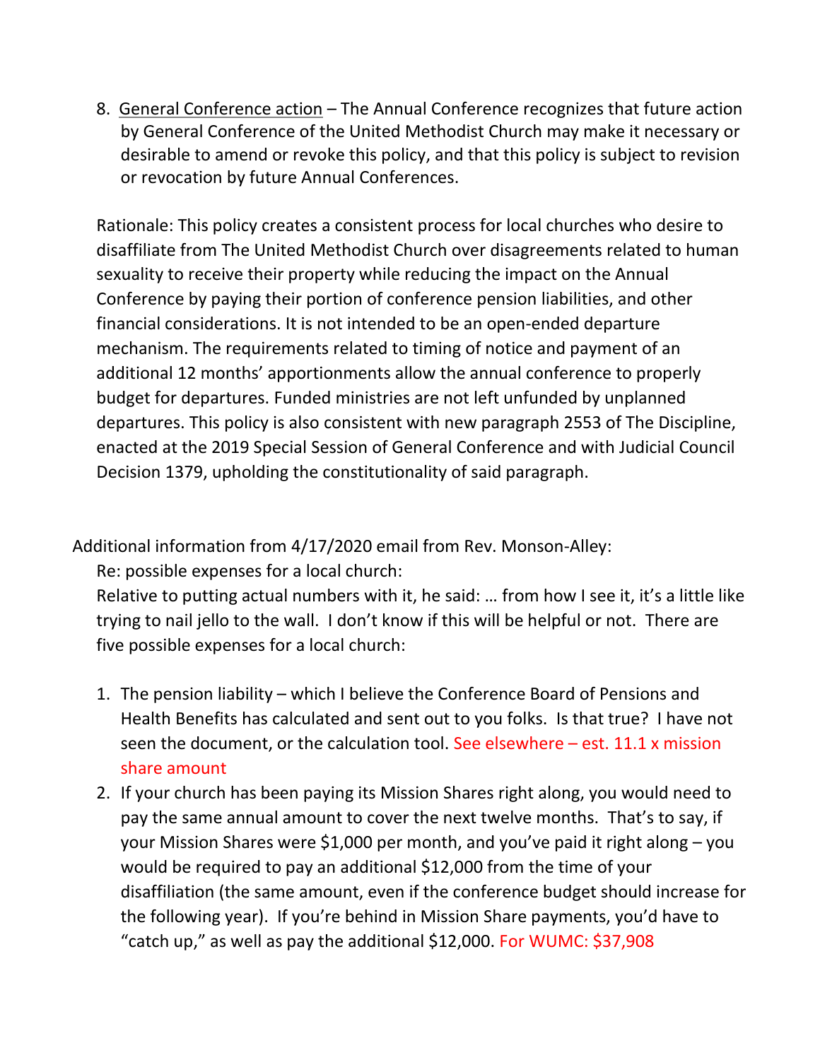8. <u>General Conference action</u> – The Annual Conference recognizes that future action by General Conference of the United Methodist Church may make it necessary or desirable to amend or revoke this policy, and that this policy is subject to revision or revocation by future Annual Conferences.

Rationale: This policy creates a consistent process for local churches who desire to disaffiliate from The United Methodist Church over disagreements related to human sexuality to receive their property while reducing the impact on the Annual Conference by paying their portion of conference pension liabilities, and other financial considerations. It is not intended to be an open-ended departure mechanism. The requirements related to timing of notice and payment of an additional 12 months' apportionments allow the annual conference to properly budget for departures. Funded ministries are not left unfunded by unplanned departures. This policy is also consistent with new paragraph 2553 of The Discipline, enacted at the 2019 Special Session of General Conference and with Judicial Council Decision 1379, upholding the constitutionality of said paragraph.

Additional information from 4/17/2020 email from Rev. Monson-Alley:

Re: possible expenses for a local church:

Relative to putting actual numbers with it, he said: … from how I see it, it's a little like trying to nail jello to the wall. I don't know if this will be helpful or not. There are five possible expenses for a local church:

1. The pension liability – which I believe the Conference Board of Pensions and Health Benefits has calculated and sent out to you folks. Is that true? I have not seen the document, or the calculation tool. See elsewhere – est. 11.1 x mission share amount
2. If your church has been paying its Mission Shares right along, you would need to pay the same annual amount to cover the next twelve months. That's to say, if your Mission Shares were $1,000 per month, and you've paid it right along – you would be required to pay an additional $12,000 from the time of your disaffiliation (the same amount, even if the conference budget should increase for the following year). If you're behind in Mission Share payments, you'd have to "catch up," as well as pay the additional $12,000. For WUMC: $37,908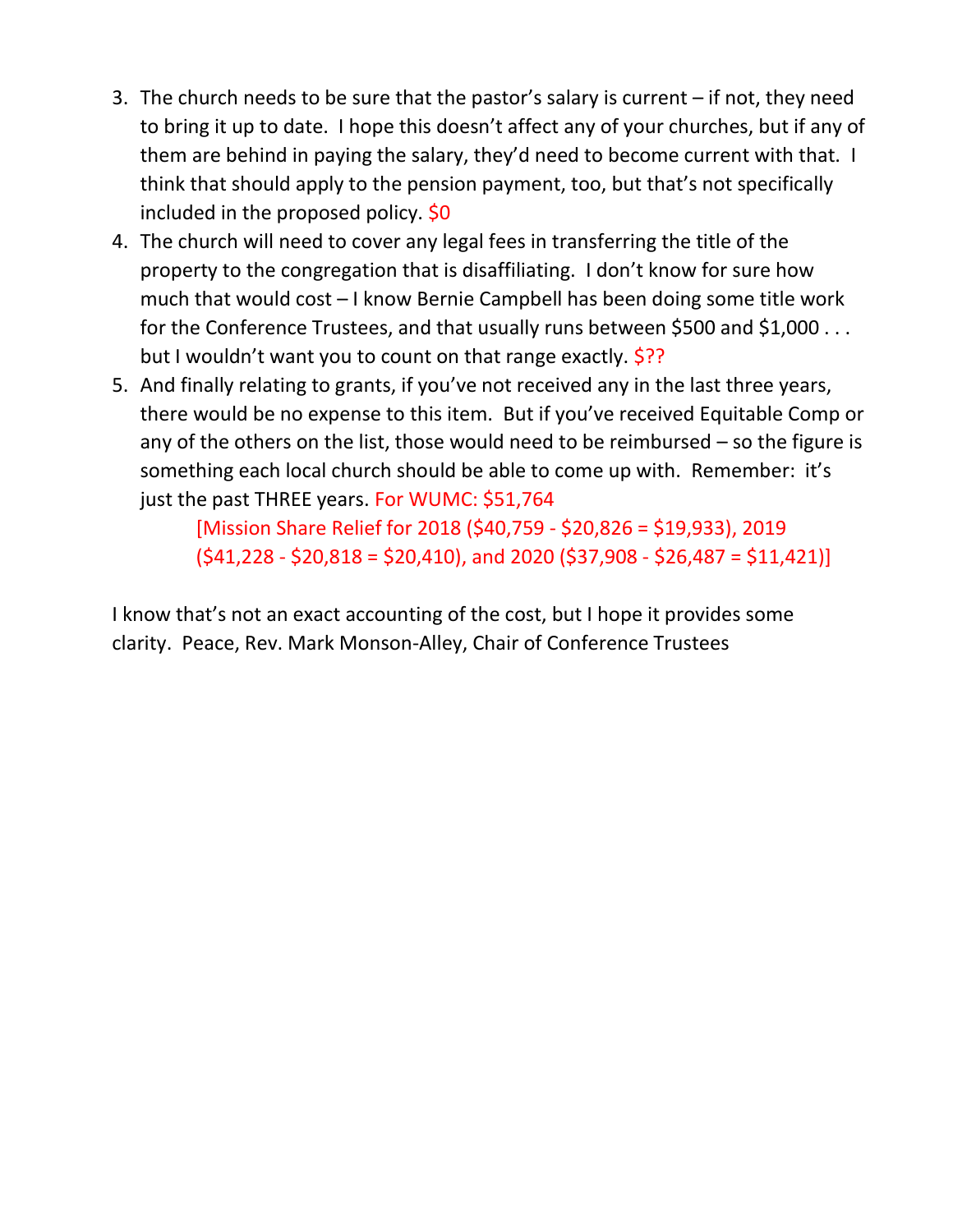3. The church needs to be sure that the pastor's salary is current – if not, they need to bring it up to date. I hope this doesn't affect any of your churches, but if any of them are behind in paying the salary, they'd need to become current with that. I think that should apply to the pension payment, too, but that's not specifically included in the proposed policy. $0
4. The church will need to cover any legal fees in transferring the title of the property to the congregation that is disaffiliating. I don't know for sure how much that would cost – I know Bernie Campbell has been doing some title work for the Conference Trustees, and that usually runs between $500 and $1,000 . . . but I wouldn't want you to count on that range exactly. $??
5. And finally relating to grants, if you've not received any in the last three years, there would be no expense to this item. But if you've received Equitable Comp or any of the others on the list, those would need to be reimbursed – so the figure is something each local church should be able to come up with. Remember: it's just the past THREE years. For WUMC: $51,764

   [Mission Share Relief for 2018 ($40,759 - $20,826 = $19,933), 2019 ($41,228 - $20,818 = $20,410), and 2020 ($37,908 - $26,487 = $11,421)]

I know that's not an exact accounting of the cost, but I hope it provides some clarity. Peace, Rev. Mark Monson-Alley, Chair of Conference Trustees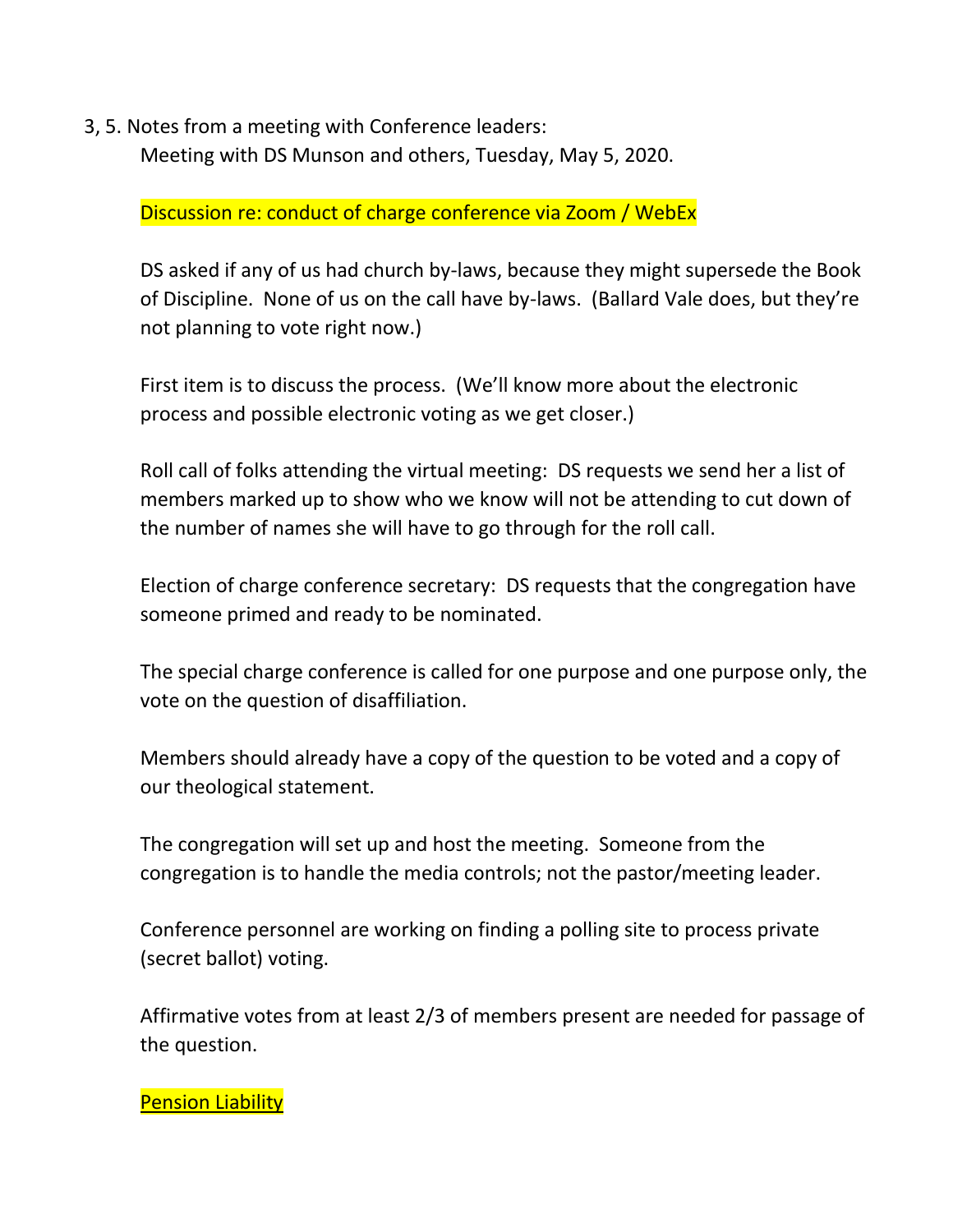3, 5. Notes from a meeting with Conference leaders:

Meeting with DS Munson and others, Tuesday, May 5, 2020.

Discussion re: conduct of charge conference via Zoom / WebEx

DS asked if any of us had church by-laws, because they might supersede the Book of Discipline. None of us on the call have by-laws. (Ballard Vale does, but they're not planning to vote right now.)

First item is to discuss the process. (We'll know more about the electronic process and possible electronic voting as we get closer.)

Roll call of folks attending the virtual meeting: DS requests we send her a list of members marked up to show who we know will not be attending to cut down of the number of names she will have to go through for the roll call.

Election of charge conference secretary: DS requests that the congregation have someone primed and ready to be nominated.

The special charge conference is called for one purpose and one purpose only, the vote on the question of disaffiliation.

Members should already have a copy of the question to be voted and a copy of our theological statement.

The congregation will set up and host the meeting. Someone from the congregation is to handle the media controls; not the pastor/meeting leader.

Conference personnel are working on finding a polling site to process private (secret ballot) voting.

Affirmative votes from at least 2/3 of members present are needed for passage of the question.

Pension Liability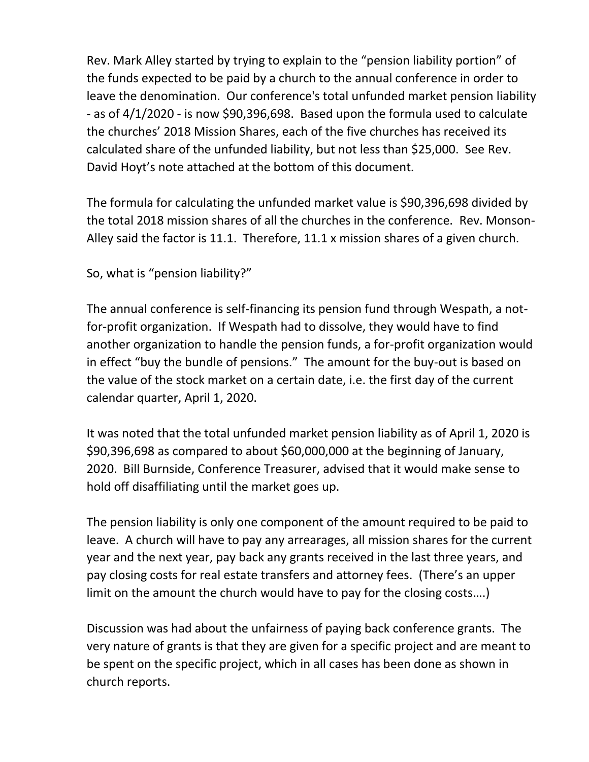Rev. Mark Alley started by trying to explain to the "pension liability portion" of the funds expected to be paid by a church to the annual conference in order to leave the denomination. Our conference's total unfunded market pension liability - as of 4/1/2020 - is now $90,396,698. Based upon the formula used to calculate the churches' 2018 Mission Shares, each of the five churches has received its calculated share of the unfunded liability, but not less than $25,000. See Rev. David Hoyt's note attached at the bottom of this document.

The formula for calculating the unfunded market value is $90,396,698 divided by the total 2018 mission shares of all the churches in the conference. Rev. Monson-Alley said the factor is 11.1. Therefore, 11.1 x mission shares of a given church.

So, what is "pension liability?"

The annual conference is self-financing its pension fund through Wespath, a not-for-profit organization. If Wespath had to dissolve, they would have to find another organization to handle the pension funds, a for-profit organization would in effect "buy the bundle of pensions." The amount for the buy-out is based on the value of the stock market on a certain date, i.e. the first day of the current calendar quarter, April 1, 2020.

It was noted that the total unfunded market pension liability as of April 1, 2020 is $90,396,698 as compared to about $60,000,000 at the beginning of January, 2020. Bill Burnside, Conference Treasurer, advised that it would make sense to hold off disaffiliating until the market goes up.

The pension liability is only one component of the amount required to be paid to leave. A church will have to pay any arrearages, all mission shares for the current year and the next year, pay back any grants received in the last three years, and pay closing costs for real estate transfers and attorney fees. (There's an upper limit on the amount the church would have to pay for the closing costs….)

Discussion was had about the unfairness of paying back conference grants. The very nature of grants is that they are given for a specific project and are meant to be spent on the specific project, which in all cases has been done as shown in church reports.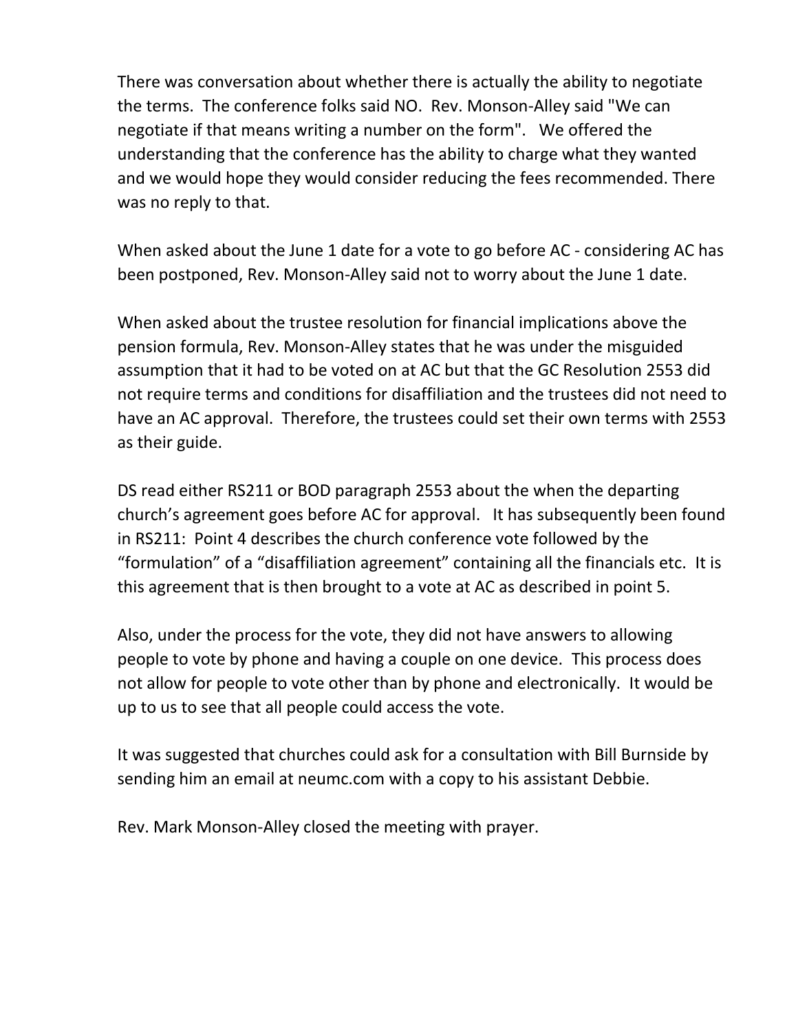There was conversation about whether there is actually the ability to negotiate the terms. The conference folks said NO. Rev. Monson-Alley said "We can negotiate if that means writing a number on the form". We offered the understanding that the conference has the ability to charge what they wanted and we would hope they would consider reducing the fees recommended. There was no reply to that.

When asked about the June 1 date for a vote to go before AC - considering AC has been postponed, Rev. Monson-Alley said not to worry about the June 1 date.

When asked about the trustee resolution for financial implications above the pension formula, Rev. Monson-Alley states that he was under the misguided assumption that it had to be voted on at AC but that the GC Resolution 2553 did not require terms and conditions for disaffiliation and the trustees did not need to have an AC approval. Therefore, the trustees could set their own terms with 2553 as their guide.

DS read either RS211 or BOD paragraph 2553 about the when the departing church's agreement goes before AC for approval. It has subsequently been found in RS211: Point 4 describes the church conference vote followed by the "formulation" of a "disaffiliation agreement" containing all the financials etc. It is this agreement that is then brought to a vote at AC as described in point 5.

Also, under the process for the vote, they did not have answers to allowing people to vote by phone and having a couple on one device. This process does not allow for people to vote other than by phone and electronically. It would be up to us to see that all people could access the vote.

It was suggested that churches could ask for a consultation with Bill Burnside by sending him an email at neumc.com with a copy to his assistant Debbie.

Rev. Mark Monson-Alley closed the meeting with prayer.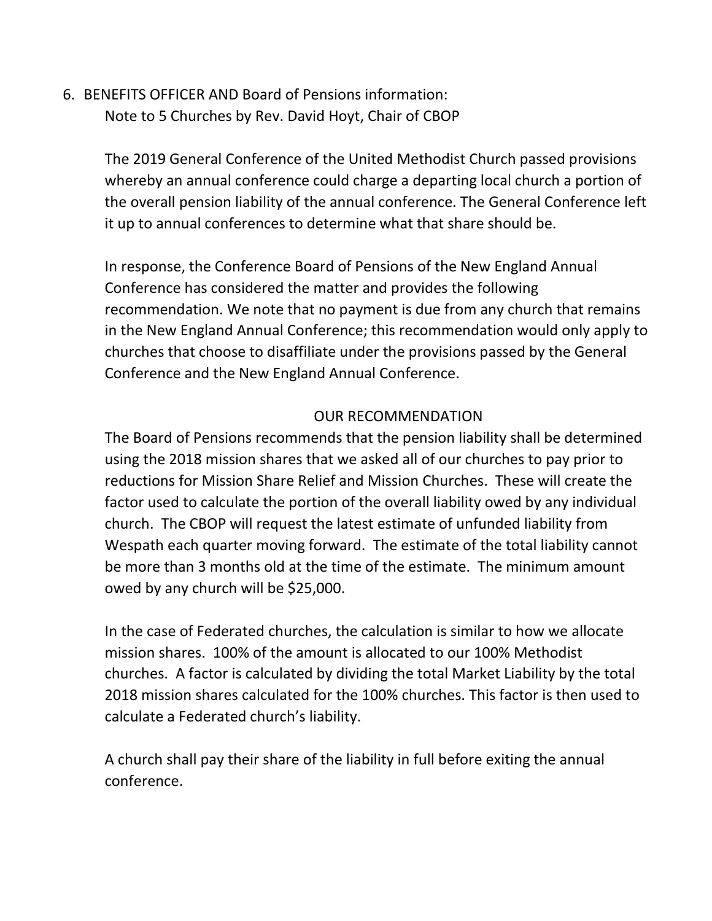6. BENEFITS OFFICER AND Board of Pensions information:
   Note to 5 Churches by Rev. David Hoyt, Chair of CBOP

   The 2019 General Conference of the United Methodist Church passed provisions whereby an annual conference could charge a departing local church a portion of the overall pension liability of the annual conference. The General Conference left it up to annual conferences to determine what that share should be.

   In response, the Conference Board of Pensions of the New England Annual Conference has considered the matter and provides the following recommendation. We note that no payment is due from any church that remains in the New England Annual Conference; this recommendation would only apply to churches that choose to disaffiliate under the provisions passed by the General Conference and the New England Annual Conference.

   OUR RECOMMENDATION

   The Board of Pensions recommends that the pension liability shall be determined using the 2018 mission shares that we asked all of our churches to pay prior to reductions for Mission Share Relief and Mission Churches. These will create the factor used to calculate the portion of the overall liability owed by any individual church. The CBOP will request the latest estimate of unfunded liability from Wespath each quarter moving forward. The estimate of the total liability cannot be more than 3 months old at the time of the estimate. The minimum amount owed by any church will be $25,000.

   In the case of Federated churches, the calculation is similar to how we allocate mission shares. 100% of the amount is allocated to our 100% Methodist churches. A factor is calculated by dividing the total Market Liability by the total 2018 mission shares calculated for the 100% churches. This factor is then used to calculate a Federated church's liability.

   A church shall pay their share of the liability in full before exiting the annual conference.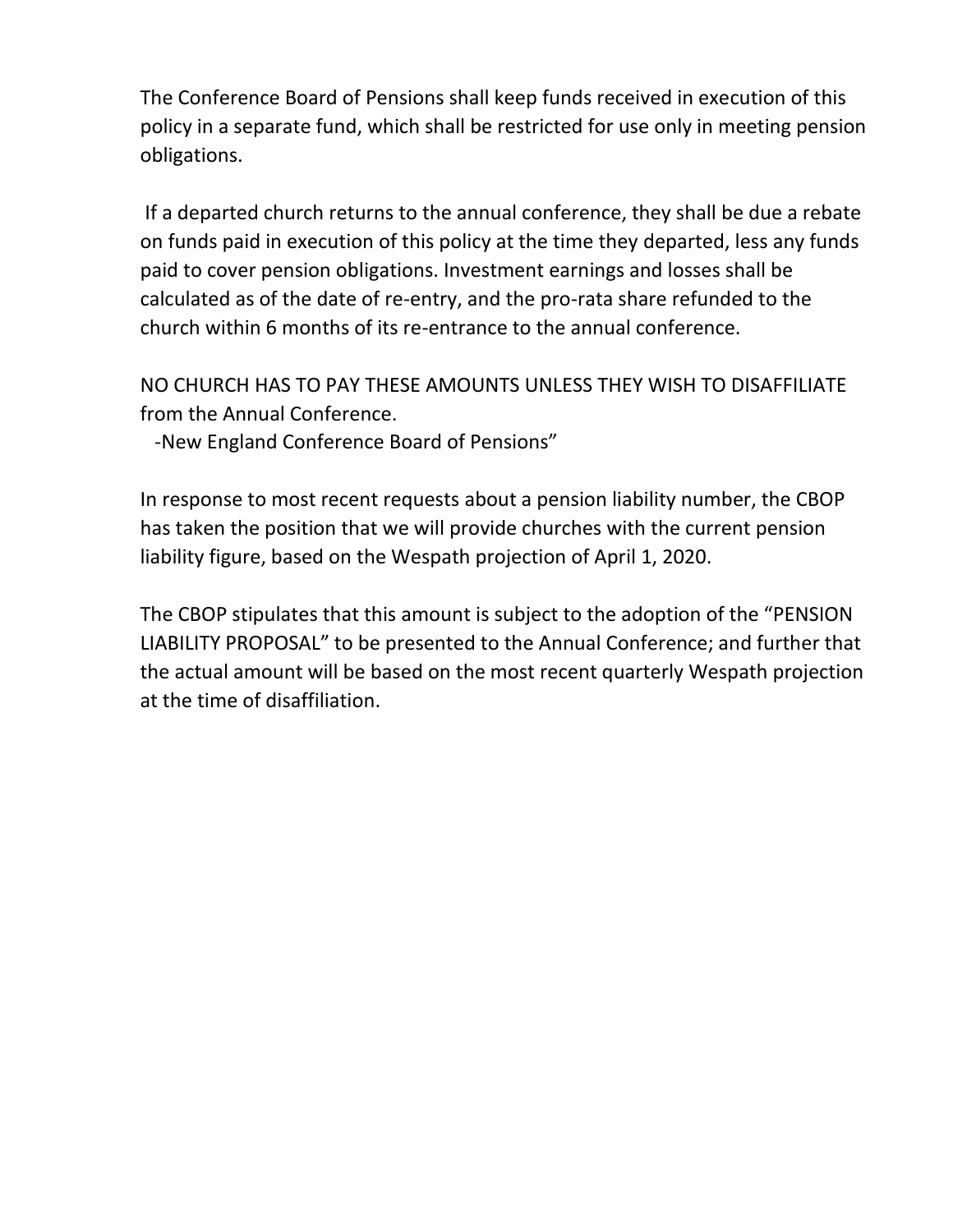The Conference Board of Pensions shall keep funds received in execution of this policy in a separate fund, which shall be restricted for use only in meeting pension obligations.

If a departed church returns to the annual conference, they shall be due a rebate on funds paid in execution of this policy at the time they departed, less any funds paid to cover pension obligations. Investment earnings and losses shall be calculated as of the date of re-entry, and the pro-rata share refunded to the church within 6 months of its re-entrance to the annual conference.

NO CHURCH HAS TO PAY THESE AMOUNTS UNLESS THEY WISH TO DISAFFILIATE from the Annual Conference.

-New England Conference Board of Pensions"

In response to most recent requests about a pension liability number, the CBOP has taken the position that we will provide churches with the current pension liability figure, based on the Wespath projection of April 1, 2020.

The CBOP stipulates that this amount is subject to the adoption of the "PENSION LIABILITY PROPOSAL" to be presented to the Annual Conference; and further that the actual amount will be based on the most recent quarterly Wespath projection at the time of disaffiliation.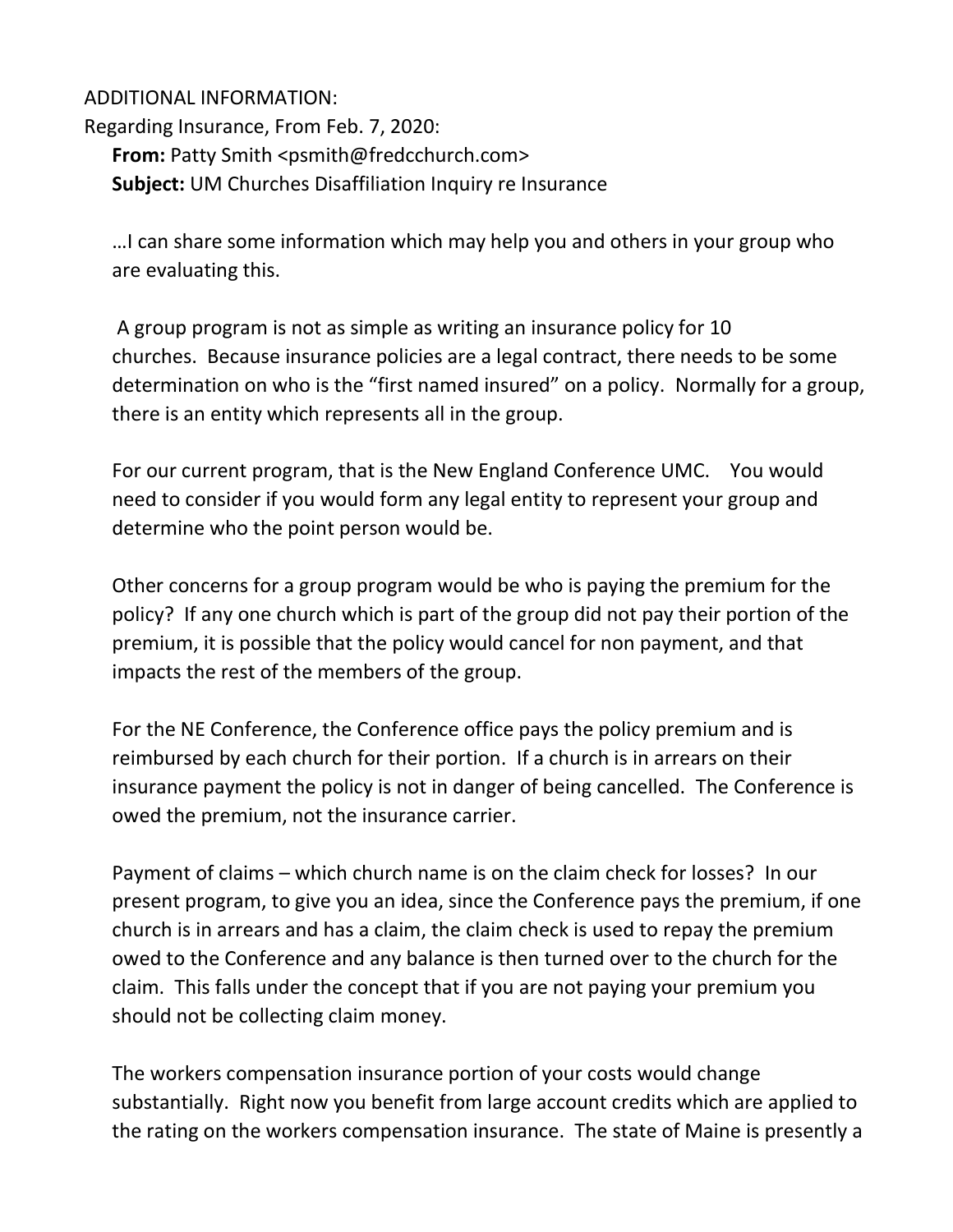ADDITIONAL INFORMATION:

Regarding Insurance, From Feb. 7, 2020:

**From:** Patty Smith <psmith@fredcchurch.com>
**Subject:** UM Churches Disaffiliation Inquiry re Insurance

…I can share some information which may help you and others in your group who are evaluating this.

A group program is not as simple as writing an insurance policy for 10 churches. Because insurance policies are a legal contract, there needs to be some determination on who is the "first named insured" on a policy. Normally for a group, there is an entity which represents all in the group.

For our current program, that is the New England Conference UMC. You would need to consider if you would form any legal entity to represent your group and determine who the point person would be.

Other concerns for a group program would be who is paying the premium for the policy? If any one church which is part of the group did not pay their portion of the premium, it is possible that the policy would cancel for non payment, and that impacts the rest of the members of the group.

For the NE Conference, the Conference office pays the policy premium and is reimbursed by each church for their portion. If a church is in arrears on their insurance payment the policy is not in danger of being cancelled. The Conference is owed the premium, not the insurance carrier.

Payment of claims – which church name is on the claim check for losses? In our present program, to give you an idea, since the Conference pays the premium, if one church is in arrears and has a claim, the claim check is used to repay the premium owed to the Conference and any balance is then turned over to the church for the claim. This falls under the concept that if you are not paying your premium you should not be collecting claim money.

The workers compensation insurance portion of your costs would change substantially. Right now you benefit from large account credits which are applied to the rating on the workers compensation insurance. The state of Maine is presently a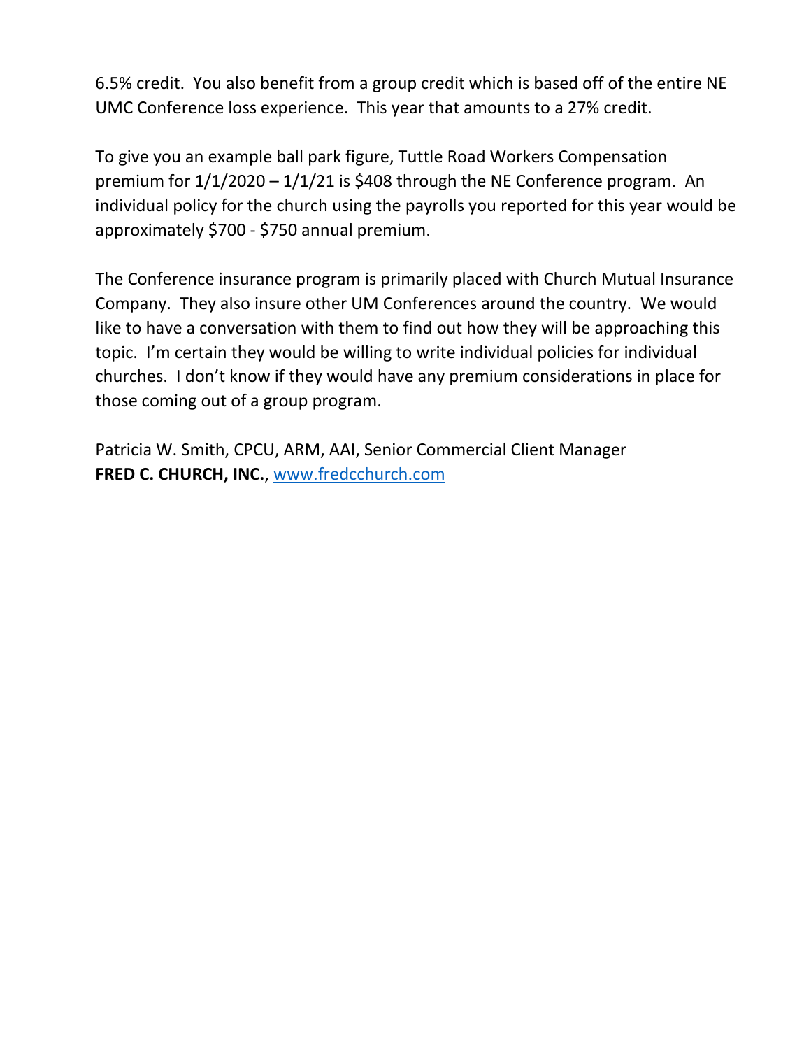6.5% credit.  You also benefit from a group credit which is based off of the entire NE UMC Conference loss experience.  This year that amounts to a 27% credit.

To give you an example ball park figure, Tuttle Road Workers Compensation premium for 1/1/2020 – 1/1/21 is $408 through the NE Conference program.  An individual policy for the church using the payrolls you reported for this year would be approximately $700 - $750 annual premium.

The Conference insurance program is primarily placed with Church Mutual Insurance Company.  They also insure other UM Conferences around the country.  We would like to have a conversation with them to find out how they will be approaching this topic.  I'm certain they would be willing to write individual policies for individual churches.  I don't know if they would have any premium considerations in place for those coming out of a group program.

Patricia W. Smith, CPCU, ARM, AAI, Senior Commercial Client Manager
**FRED C. CHURCH, INC.**, [www.fredcchurch.com](http://www.fredcchurch.com)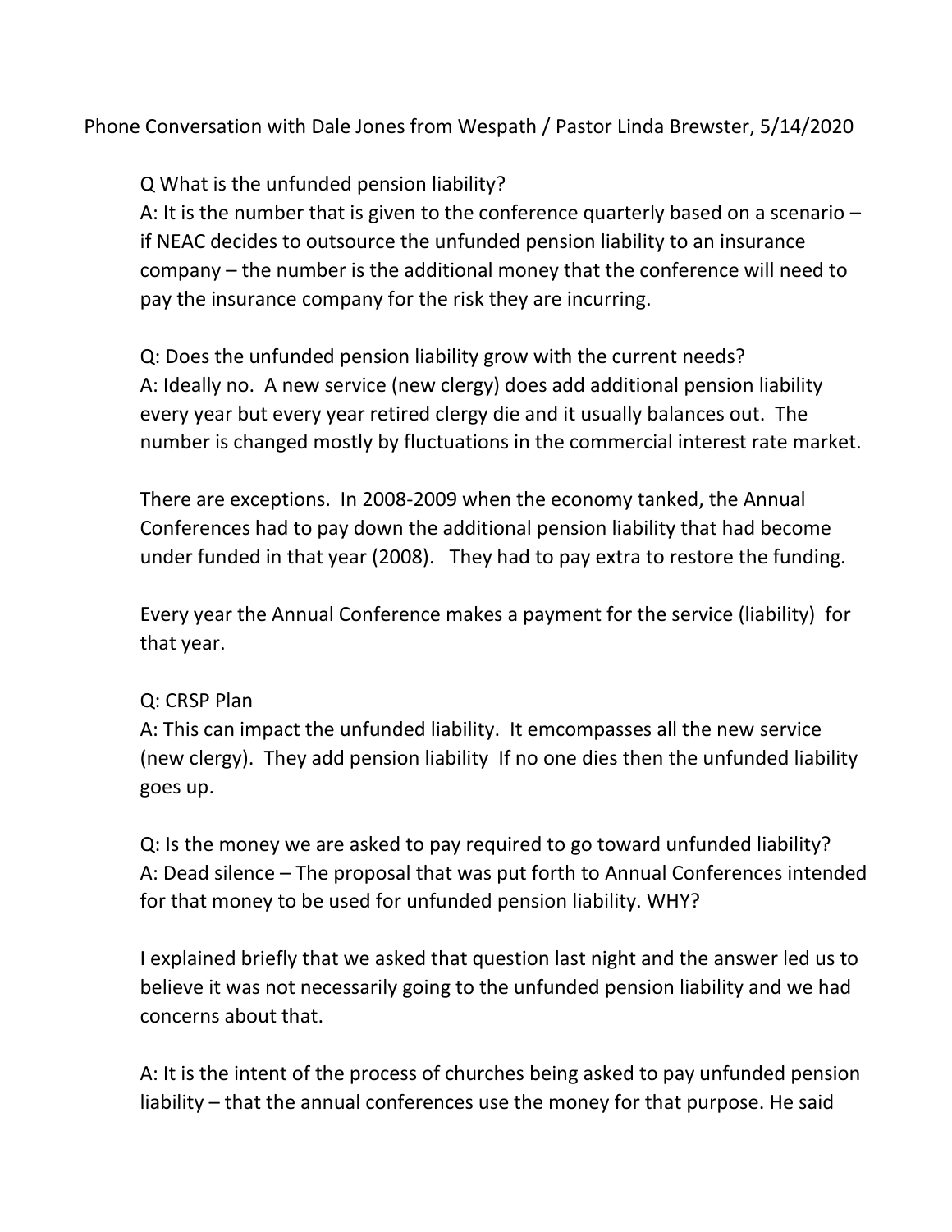Phone Conversation with Dale Jones from Wespath / Pastor Linda Brewster, 5/14/2020

Q What is the unfunded pension liability?
A: It is the number that is given to the conference quarterly based on a scenario – if NEAC decides to outsource the unfunded pension liability to an insurance company – the number is the additional money that the conference will need to pay the insurance company for the risk they are incurring.

Q: Does the unfunded pension liability grow with the current needs?
A: Ideally no. A new service (new clergy) does add additional pension liability every year but every year retired clergy die and it usually balances out. The number is changed mostly by fluctuations in the commercial interest rate market.

There are exceptions. In 2008-2009 when the economy tanked, the Annual Conferences had to pay down the additional pension liability that had become under funded in that year (2008). They had to pay extra to restore the funding.

Every year the Annual Conference makes a payment for the service (liability) for that year.

Q: CRSP Plan
A: This can impact the unfunded liability. It emcompasses all the new service (new clergy). They add pension liability If no one dies then the unfunded liability goes up.

Q: Is the money we are asked to pay required to go toward unfunded liability?
A: Dead silence – The proposal that was put forth to Annual Conferences intended for that money to be used for unfunded pension liability. WHY?

I explained briefly that we asked that question last night and the answer led us to believe it was not necessarily going to the unfunded pension liability and we had concerns about that.

A: It is the intent of the process of churches being asked to pay unfunded pension liability – that the annual conferences use the money for that purpose. He said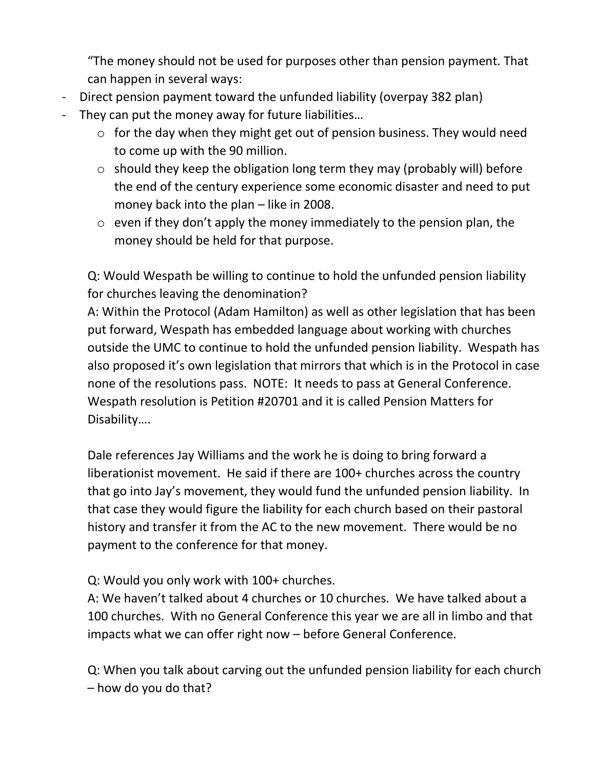"The money should not be used for purposes other than pension payment. That can happen in several ways:

- Direct pension payment toward the unfunded liability (overpay 382 plan)
- They can put the money away for future liabilities…
    - for the day when they might get out of pension business. They would need to come up with the 90 million.
    - should they keep the obligation long term they may (probably will) before the end of the century experience some economic disaster and need to put money back into the plan – like in 2008.
    - even if they don't apply the money immediately to the pension plan, the money should be held for that purpose.

Q: Would Wespath be willing to continue to hold the unfunded pension liability for churches leaving the denomination?
A: Within the Protocol (Adam Hamilton) as well as other legislation that has been put forward, Wespath has embedded language about working with churches outside the UMC to continue to hold the unfunded pension liability. Wespath has also proposed it's own legislation that mirrors that which is in the Protocol in case none of the resolutions pass. NOTE: It needs to pass at General Conference. Wespath resolution is Petition #20701 and it is called Pension Matters for Disability….

Dale references Jay Williams and the work he is doing to bring forward a liberationist movement. He said if there are 100+ churches across the country that go into Jay's movement, they would fund the unfunded pension liability. In that case they would figure the liability for each church based on their pastoral history and transfer it from the AC to the new movement. There would be no payment to the conference for that money.

Q: Would you only work with 100+ churches.
A: We haven't talked about 4 churches or 10 churches. We have talked about a 100 churches. With no General Conference this year we are all in limbo and that impacts what we can offer right now – before General Conference.

Q: When you talk about carving out the unfunded pension liability for each church – how do you do that?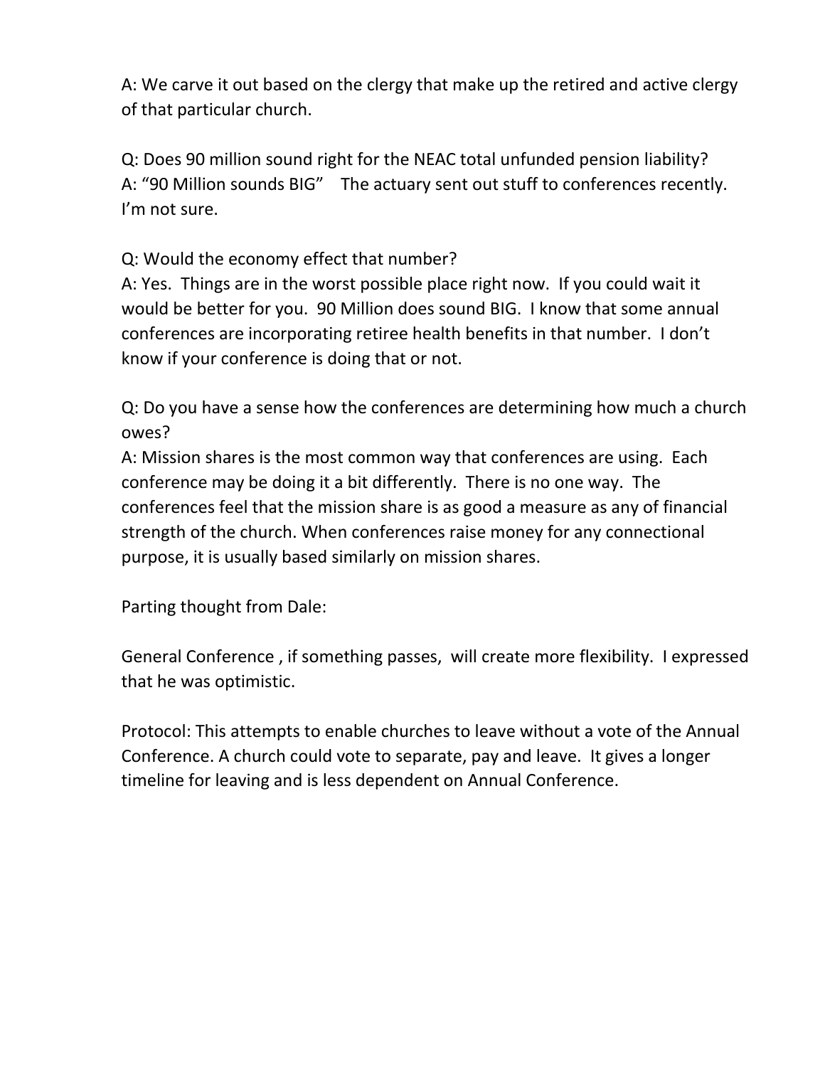A: We carve it out based on the clergy that make up the retired and active clergy of that particular church.

Q: Does 90 million sound right for the NEAC total unfunded pension liability?
A: "90 Million sounds BIG"    The actuary sent out stuff to conferences recently. I'm not sure.

Q: Would the economy effect that number?
A: Yes. Things are in the worst possible place right now. If you could wait it would be better for you. 90 Million does sound BIG. I know that some annual conferences are incorporating retiree health benefits in that number. I don't know if your conference is doing that or not.

Q: Do you have a sense how the conferences are determining how much a church owes?
A: Mission shares is the most common way that conferences are using. Each conference may be doing it a bit differently. There is no one way. The conferences feel that the mission share is as good a measure as any of financial strength of the church. When conferences raise money for any connectional purpose, it is usually based similarly on mission shares.

Parting thought from Dale:

General Conference , if something passes, will create more flexibility. I expressed that he was optimistic.

Protocol: This attempts to enable churches to leave without a vote of the Annual Conference. A church could vote to separate, pay and leave. It gives a longer timeline for leaving and is less dependent on Annual Conference.